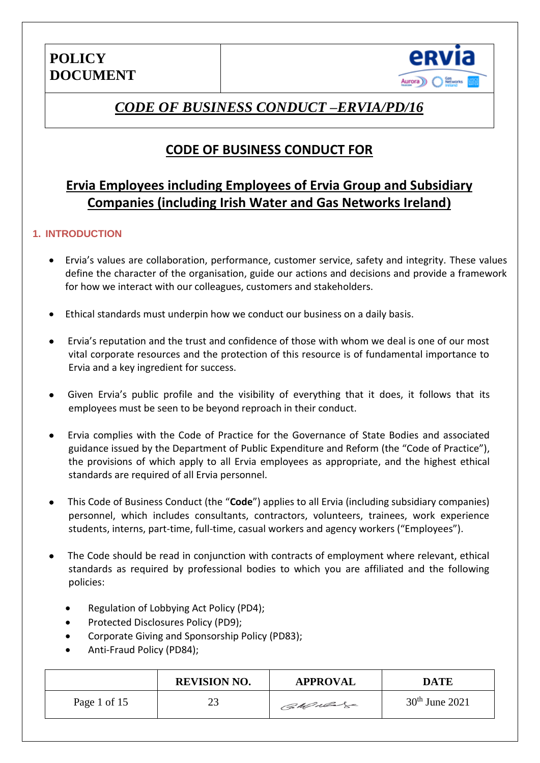# POLICY DOCUMENT

## *CODE OF BUSINESS CONDUCT –ERVIA/PD/16*

## CODE OF BUSINESS CONDUCT FOR

## Ervia Employees including Employees of Ervia Group and Subsidiary Companies (including Irish Water and Gas Networks Ireland)

### 1. INTRODUCTION

- Ervia's values are collaboration, performance, customer service, safety and integrity. These values define the character of the organisation, guide our actions and decisions and provide a framework for how we interact with our colleagues, customers and stakeholders.
- Ethical standards must underpin how we conduct our business on a daily basis.
- Ervia's reputation and the trust and confidence of those with whom we deal is one of our most vital corporate resources and the protection of this resource is of fundamental importance to Ervia and a key ingredient for success.
- Given Ervia's public profile and the visibility of everything that it does, it follows that its employees must be seen to be beyond reproach in their conduct.
- Ervia complies with the Code of Practice for the Governance of State Bodies and associated guidance issued by the Department of Public Expenditure and Reform (the "Code of Practice"), the provisions of which apply to all Ervia employees as appropriate, and the highest ethical standards are required of all Ervia personnel.
- This Code of Business Conduct (the "**Code**") applies to all Ervia (including subsidiary companies) personnel, which includes consultants, contractors, volunteers, trainees, work experience students, interns, part-time, full-time, casual workers and agency workers ("Employees").
- The Code should be read in conjunction with contracts of employment where relevant, ethical standards as required by professional bodies to which you are affiliated and the following policies:
  - Regulation of Lobbying Act Policy (PD4);
  - Protected Disclosures Policy (PD9);
  - Corporate Giving and Sponsorship Policy (PD83);
  - Anti-Fraud Policy (PD84);

| | REVISION NO. | APPROVAL | DATE |
|---|---|---|---|
| | 23 | | 30th June 2021 |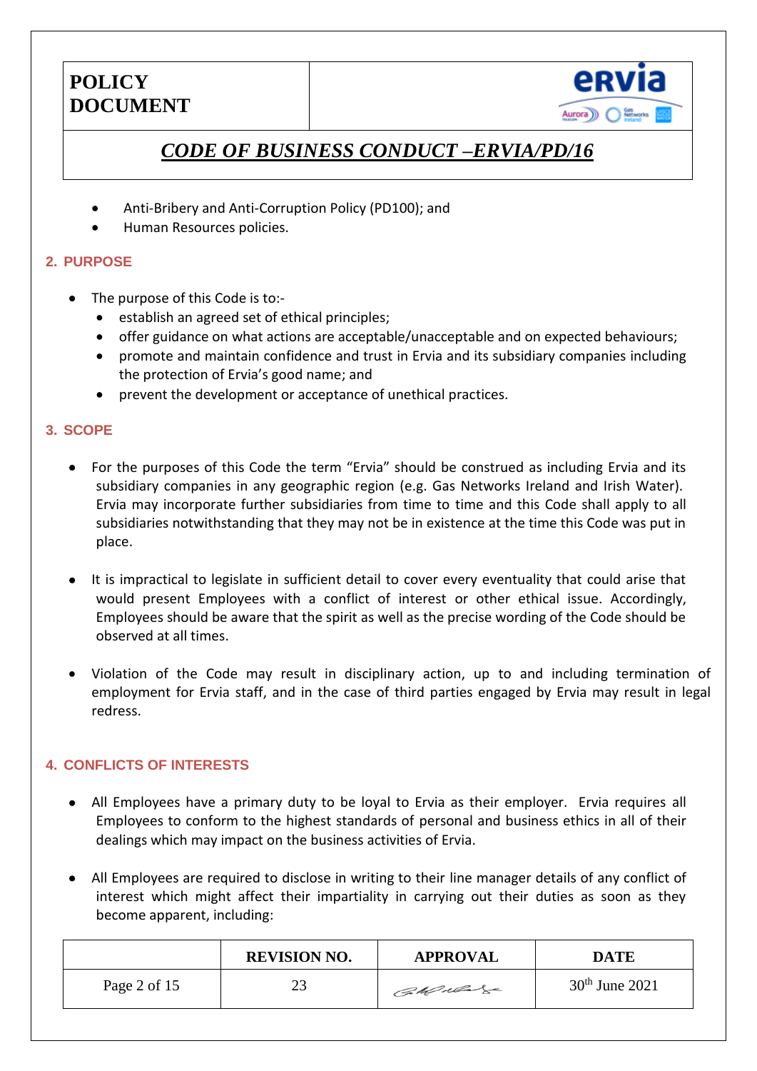- Anti-Bribery and Anti-Corruption Policy (PD100); and
- Human Resources policies.

## 2. PURPOSE

- The purpose of this Code is to:-
  - establish an agreed set of ethical principles;
  - offer guidance on what actions are acceptable/unacceptable and on expected behaviours;
  - promote and maintain confidence and trust in Ervia and its subsidiary companies including the protection of Ervia's good name; and
  - prevent the development or acceptance of unethical practices.

## 3. SCOPE

- For the purposes of this Code the term "Ervia" should be construed as including Ervia and its subsidiary companies in any geographic region (e.g. Gas Networks Ireland and Irish Water). Ervia may incorporate further subsidiaries from time to time and this Code shall apply to all subsidiaries notwithstanding that they may not be in existence at the time this Code was put in place.

- It is impractical to legislate in sufficient detail to cover every eventuality that could arise that would present Employees with a conflict of interest or other ethical issue. Accordingly, Employees should be aware that the spirit as well as the precise wording of the Code should be observed at all times.

- Violation of the Code may result in disciplinary action, up to and including termination of employment for Ervia staff, and in the case of third parties engaged by Ervia may result in legal redress.

## 4. CONFLICTS OF INTERESTS

- All Employees have a primary duty to be loyal to Ervia as their employer. Ervia requires all Employees to conform to the highest standards of personal and business ethics in all of their dealings which may impact on the business activities of Ervia.

- All Employees are required to disclose in writing to their line manager details of any conflict of interest which might affect their impartiality in carrying out their duties as soon as they become apparent, including: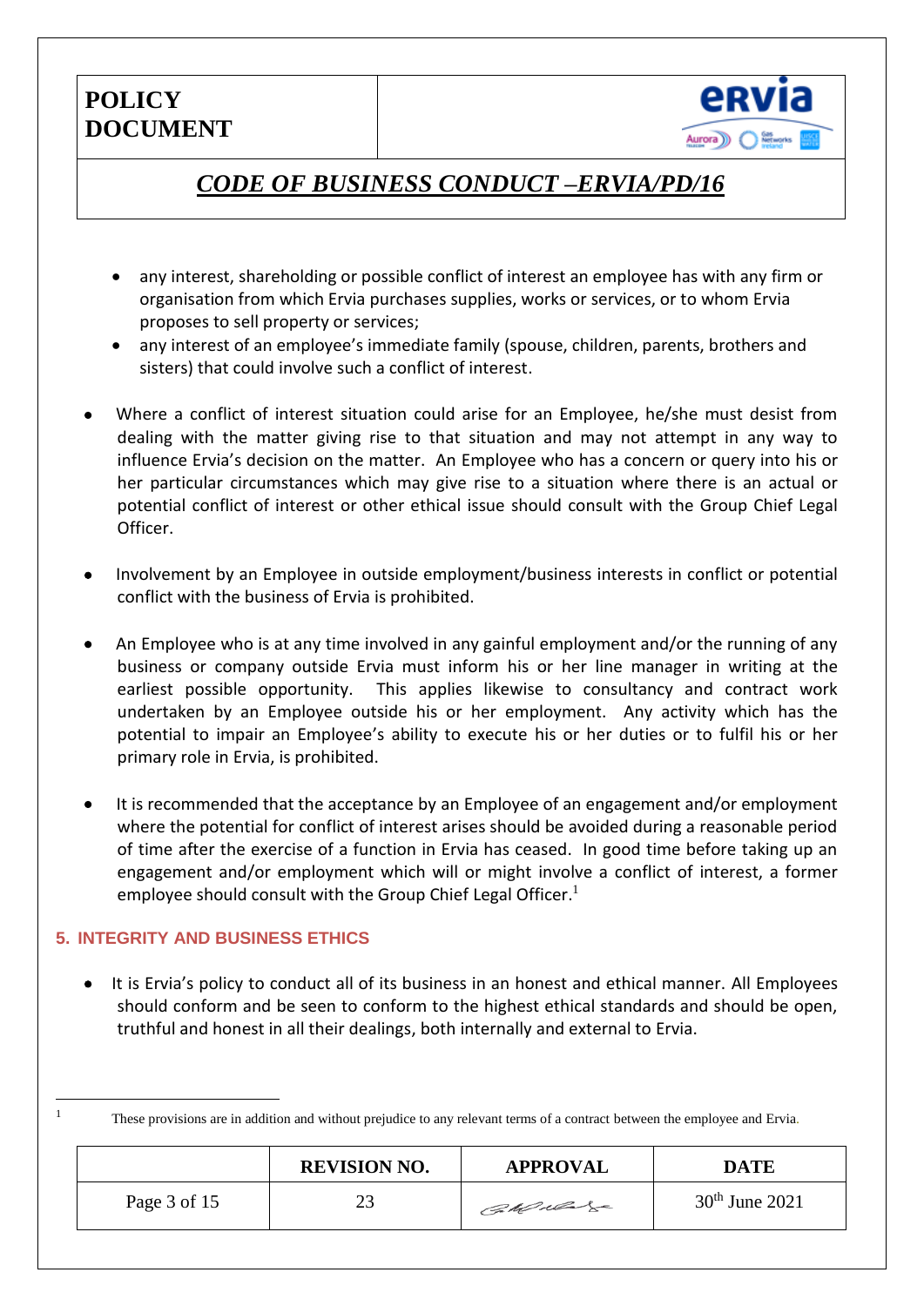- any interest, shareholding or possible conflict of interest an employee has with any firm or organisation from which Ervia purchases supplies, works or services, or to whom Ervia proposes to sell property or services;
- any interest of an employee's immediate family (spouse, children, parents, brothers and sisters) that could involve such a conflict of interest.

- Where a conflict of interest situation could arise for an Employee, he/she must desist from dealing with the matter giving rise to that situation and may not attempt in any way to influence Ervia's decision on the matter. An Employee who has a concern or query into his or her particular circumstances which may give rise to a situation where there is an actual or potential conflict of interest or other ethical issue should consult with the Group Chief Legal Officer.

- Involvement by an Employee in outside employment/business interests in conflict or potential conflict with the business of Ervia is prohibited.

- An Employee who is at any time involved in any gainful employment and/or the running of any business or company outside Ervia must inform his or her line manager in writing at the earliest possible opportunity. This applies likewise to consultancy and contract work undertaken by an Employee outside his or her employment. Any activity which has the potential to impair an Employee's ability to execute his or her duties or to fulfil his or her primary role in Ervia, is prohibited.

- It is recommended that the acceptance by an Employee of an engagement and/or employment where the potential for conflict of interest arises should be avoided during a reasonable period of time after the exercise of a function in Ervia has ceased. In good time before taking up an engagement and/or employment which will or might involve a conflict of interest, a former employee should consult with the Group Chief Legal Officer.[1]

## 5. INTEGRITY AND BUSINESS ETHICS

- It is Ervia's policy to conduct all of its business in an honest and ethical manner. All Employees should conform and be seen to conform to the highest ethical standards and should be open, truthful and honest in all their dealings, both internally and external to Ervia.

[1] These provisions are in addition and without prejudice to any relevant terms of a contract between the employee and Ervia.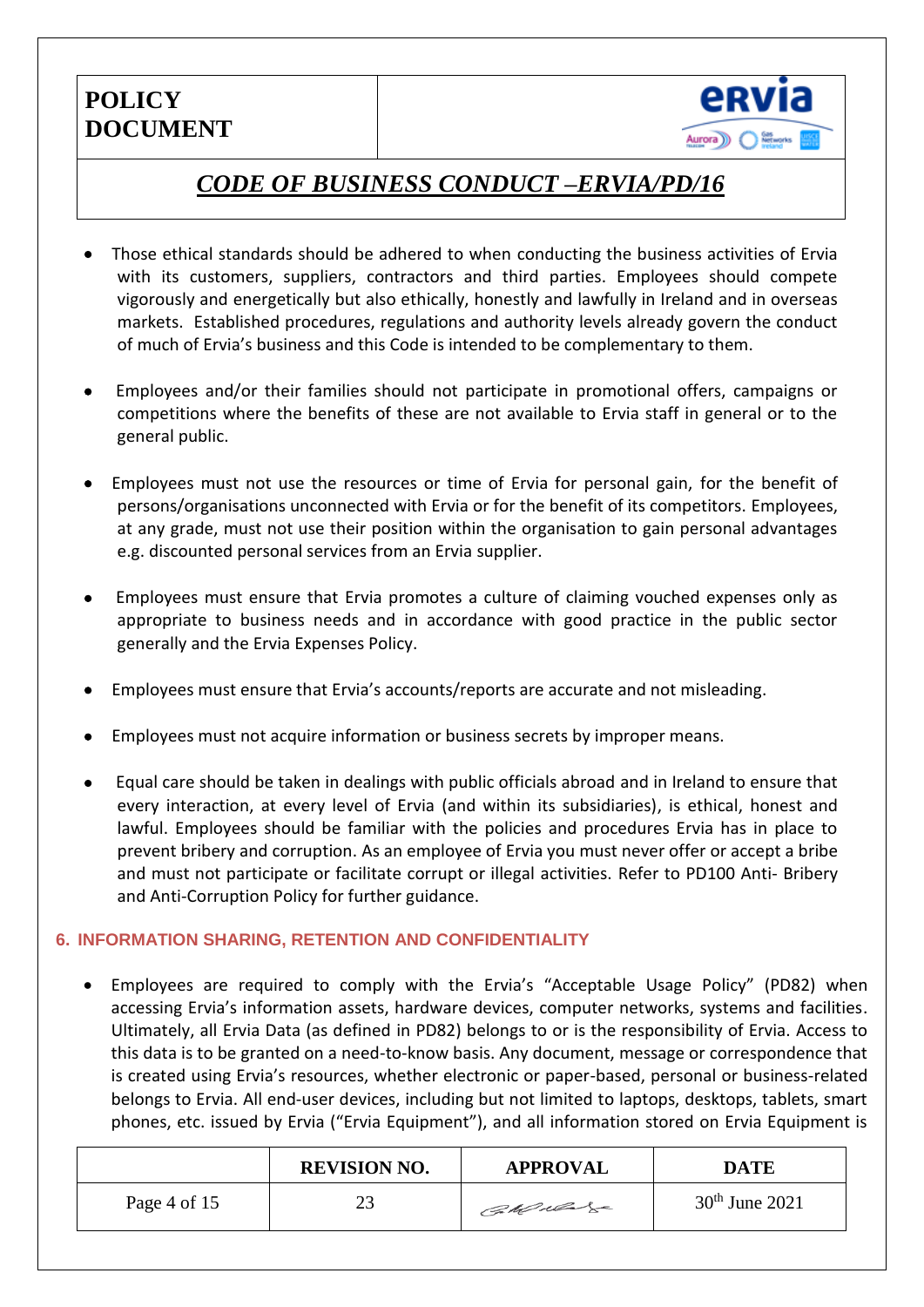- Those ethical standards should be adhered to when conducting the business activities of Ervia with its customers, suppliers, contractors and third parties. Employees should compete vigorously and energetically but also ethically, honestly and lawfully in Ireland and in overseas markets. Established procedures, regulations and authority levels already govern the conduct of much of Ervia's business and this Code is intended to be complementary to them.

- Employees and/or their families should not participate in promotional offers, campaigns or competitions where the benefits of these are not available to Ervia staff in general or to the general public.

- Employees must not use the resources or time of Ervia for personal gain, for the benefit of persons/organisations unconnected with Ervia or for the benefit of its competitors. Employees, at any grade, must not use their position within the organisation to gain personal advantages e.g. discounted personal services from an Ervia supplier.

- Employees must ensure that Ervia promotes a culture of claiming vouched expenses only as appropriate to business needs and in accordance with good practice in the public sector generally and the Ervia Expenses Policy.

- Employees must ensure that Ervia's accounts/reports are accurate and not misleading.

- Employees must not acquire information or business secrets by improper means.

- Equal care should be taken in dealings with public officials abroad and in Ireland to ensure that every interaction, at every level of Ervia (and within its subsidiaries), is ethical, honest and lawful. Employees should be familiar with the policies and procedures Ervia has in place to prevent bribery and corruption. As an employee of Ervia you must never offer or accept a bribe and must not participate or facilitate corrupt or illegal activities. Refer to PD100 Anti- Bribery and Anti-Corruption Policy for further guidance.

## 6. INFORMATION SHARING, RETENTION AND CONFIDENTIALITY

- Employees are required to comply with the Ervia's "Acceptable Usage Policy" (PD82) when accessing Ervia's information assets, hardware devices, computer networks, systems and facilities. Ultimately, all Ervia Data (as defined in PD82) belongs to or is the responsibility of Ervia. Access to this data is to be granted on a need-to-know basis. Any document, message or correspondence that is created using Ervia's resources, whether electronic or paper-based, personal or business-related belongs to Ervia. All end-user devices, including but not limited to laptops, desktops, tablets, smart phones, etc. issued by Ervia ("Ervia Equipment"), and all information stored on Ervia Equipment is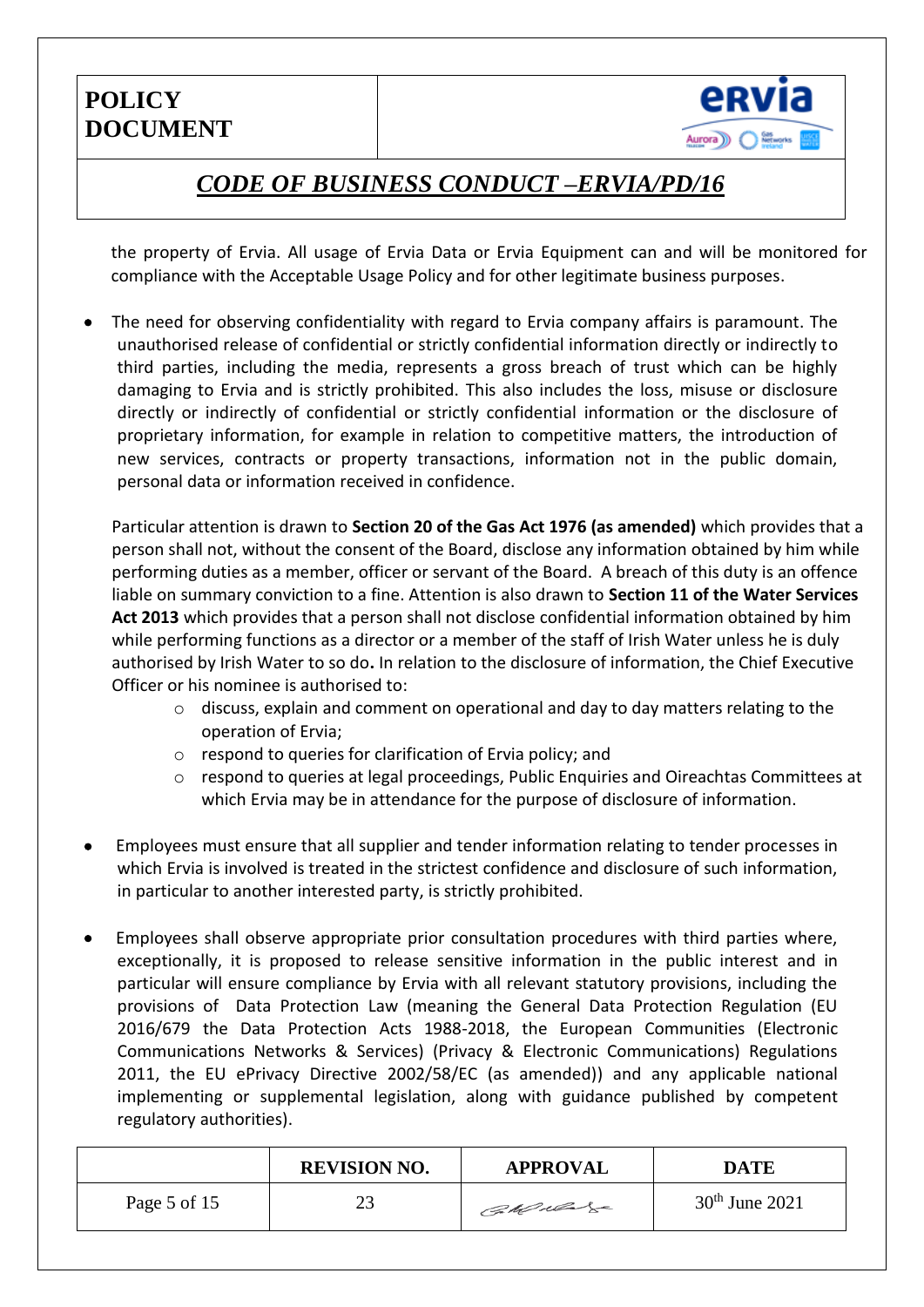the property of Ervia. All usage of Ervia Data or Ervia Equipment can and will be monitored for compliance with the Acceptable Usage Policy and for other legitimate business purposes.

- The need for observing confidentiality with regard to Ervia company affairs is paramount. The unauthorised release of confidential or strictly confidential information directly or indirectly to third parties, including the media, represents a gross breach of trust which can be highly damaging to Ervia and is strictly prohibited. This also includes the loss, misuse or disclosure directly or indirectly of confidential or strictly confidential information or the disclosure of proprietary information, for example in relation to competitive matters, the introduction of new services, contracts or property transactions, information not in the public domain, personal data or information received in confidence.

  Particular attention is drawn to **Section 20 of the Gas Act 1976 (as amended)** which provides that a person shall not, without the consent of the Board, disclose any information obtained by him while performing duties as a member, officer or servant of the Board. A breach of this duty is an offence liable on summary conviction to a fine. Attention is also drawn to **Section 11 of the Water Services Act 2013** which provides that a person shall not disclose confidential information obtained by him while performing functions as a director or a member of the staff of Irish Water unless he is duly authorised by Irish Water to so do**.** In relation to the disclosure of information, the Chief Executive Officer or his nominee is authorised to:
  - discuss, explain and comment on operational and day to day matters relating to the operation of Ervia;
  - respond to queries for clarification of Ervia policy; and
  - respond to queries at legal proceedings, Public Enquiries and Oireachtas Committees at which Ervia may be in attendance for the purpose of disclosure of information.

- Employees must ensure that all supplier and tender information relating to tender processes in which Ervia is involved is treated in the strictest confidence and disclosure of such information, in particular to another interested party, is strictly prohibited.

- Employees shall observe appropriate prior consultation procedures with third parties where, exceptionally, it is proposed to release sensitive information in the public interest and in particular will ensure compliance by Ervia with all relevant statutory provisions, including the provisions of Data Protection Law (meaning the General Data Protection Regulation (EU 2016/679 the Data Protection Acts 1988-2018, the European Communities (Electronic Communications Networks & Services) (Privacy & Electronic Communications) Regulations 2011, the EU ePrivacy Directive 2002/58/EC (as amended)) and any applicable national implementing or supplemental legislation, along with guidance published by competent regulatory authorities).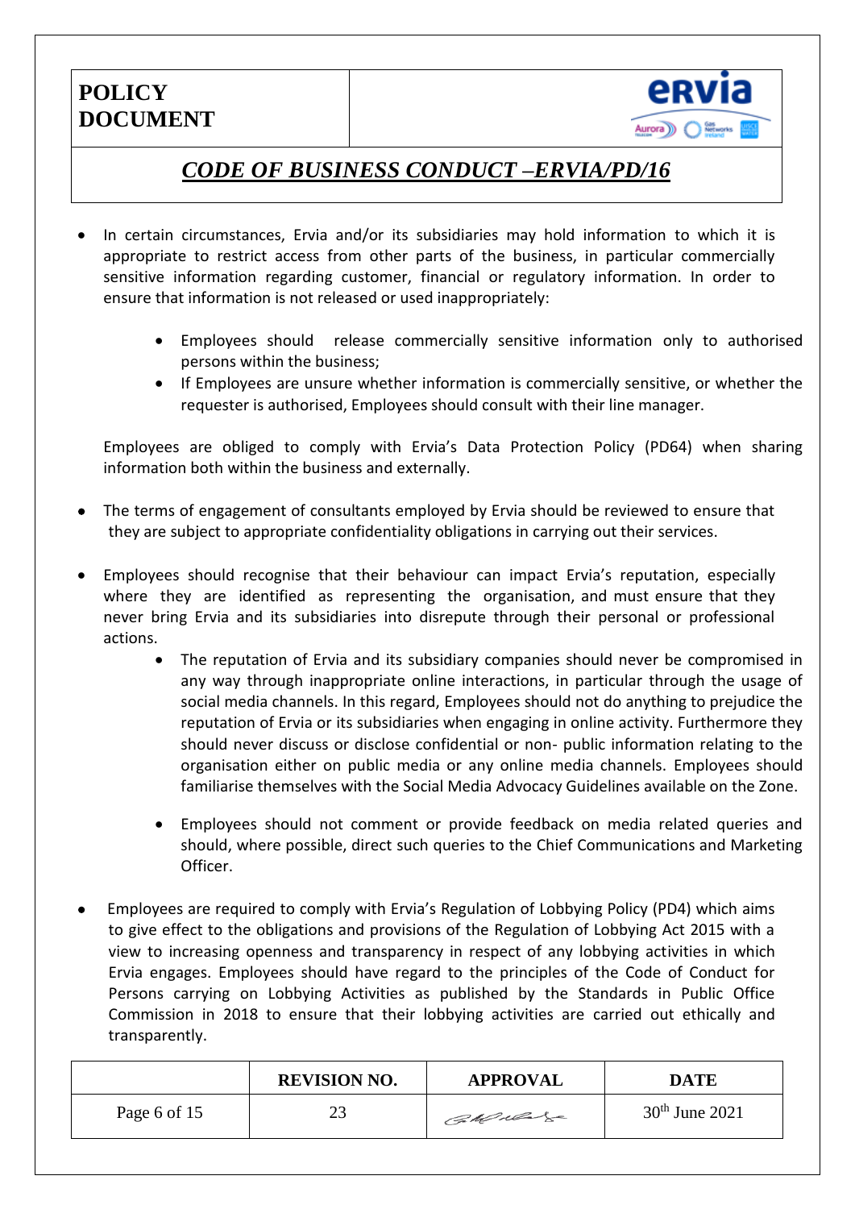- In certain circumstances, Ervia and/or its subsidiaries may hold information to which it is appropriate to restrict access from other parts of the business, in particular commercially sensitive information regarding customer, financial or regulatory information. In order to ensure that information is not released or used inappropriately:
    - Employees should release commercially sensitive information only to authorised persons within the business;
    - If Employees are unsure whether information is commercially sensitive, or whether the requester is authorised, Employees should consult with their line manager.

  Employees are obliged to comply with Ervia's Data Protection Policy (PD64) when sharing information both within the business and externally.

- The terms of engagement of consultants employed by Ervia should be reviewed to ensure that they are subject to appropriate confidentiality obligations in carrying out their services.

- Employees should recognise that their behaviour can impact Ervia's reputation, especially where they are identified as representing the organisation, and must ensure that they never bring Ervia and its subsidiaries into disrepute through their personal or professional actions.
    - The reputation of Ervia and its subsidiary companies should never be compromised in any way through inappropriate online interactions, in particular through the usage of social media channels. In this regard, Employees should not do anything to prejudice the reputation of Ervia or its subsidiaries when engaging in online activity. Furthermore they should never discuss or disclose confidential or non- public information relating to the organisation either on public media or any online media channels. Employees should familiarise themselves with the Social Media Advocacy Guidelines available on the Zone.
    - Employees should not comment or provide feedback on media related queries and should, where possible, direct such queries to the Chief Communications and Marketing Officer.

- Employees are required to comply with Ervia's Regulation of Lobbying Policy (PD4) which aims to give effect to the obligations and provisions of the Regulation of Lobbying Act 2015 with a view to increasing openness and transparency in respect of any lobbying activities in which Ervia engages. Employees should have regard to the principles of the Code of Conduct for Persons carrying on Lobbying Activities as published by the Standards in Public Office Commission in 2018 to ensure that their lobbying activities are carried out ethically and transparently.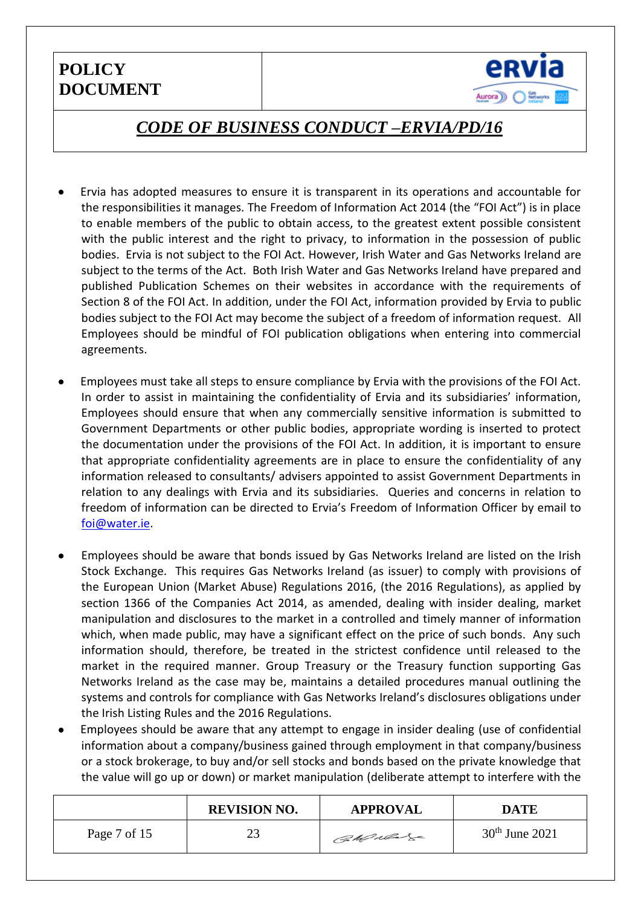- Ervia has adopted measures to ensure it is transparent in its operations and accountable for the responsibilities it manages. The Freedom of Information Act 2014 (the "FOI Act") is in place to enable members of the public to obtain access, to the greatest extent possible consistent with the public interest and the right to privacy, to information in the possession of public bodies. Ervia is not subject to the FOI Act. However, Irish Water and Gas Networks Ireland are subject to the terms of the Act. Both Irish Water and Gas Networks Ireland have prepared and published Publication Schemes on their websites in accordance with the requirements of Section 8 of the FOI Act. In addition, under the FOI Act, information provided by Ervia to public bodies subject to the FOI Act may become the subject of a freedom of information request. All Employees should be mindful of FOI publication obligations when entering into commercial agreements.

- Employees must take all steps to ensure compliance by Ervia with the provisions of the FOI Act. In order to assist in maintaining the confidentiality of Ervia and its subsidiaries' information, Employees should ensure that when any commercially sensitive information is submitted to Government Departments or other public bodies, appropriate wording is inserted to protect the documentation under the provisions of the FOI Act. In addition, it is important to ensure that appropriate confidentiality agreements are in place to ensure the confidentiality of any information released to consultants/ advisers appointed to assist Government Departments in relation to any dealings with Ervia and its subsidiaries. Queries and concerns in relation to freedom of information can be directed to Ervia's Freedom of Information Officer by email to [foi@water.ie](mailto:foi@water.ie).

- Employees should be aware that bonds issued by Gas Networks Ireland are listed on the Irish Stock Exchange. This requires Gas Networks Ireland (as issuer) to comply with provisions of the European Union (Market Abuse) Regulations 2016, (the 2016 Regulations), as applied by section 1366 of the Companies Act 2014, as amended, dealing with insider dealing, market manipulation and disclosures to the market in a controlled and timely manner of information which, when made public, may have a significant effect on the price of such bonds. Any such information should, therefore, be treated in the strictest confidence until released to the market in the required manner. Group Treasury or the Treasury function supporting Gas Networks Ireland as the case may be, maintains a detailed procedures manual outlining the systems and controls for compliance with Gas Networks Ireland's disclosures obligations under the Irish Listing Rules and the 2016 Regulations.
- Employees should be aware that any attempt to engage in insider dealing (use of confidential information about a company/business gained through employment in that company/business or a stock brokerage, to buy and/or sell stocks and bonds based on the private knowledge that the value will go up or down) or market manipulation (deliberate attempt to interfere with the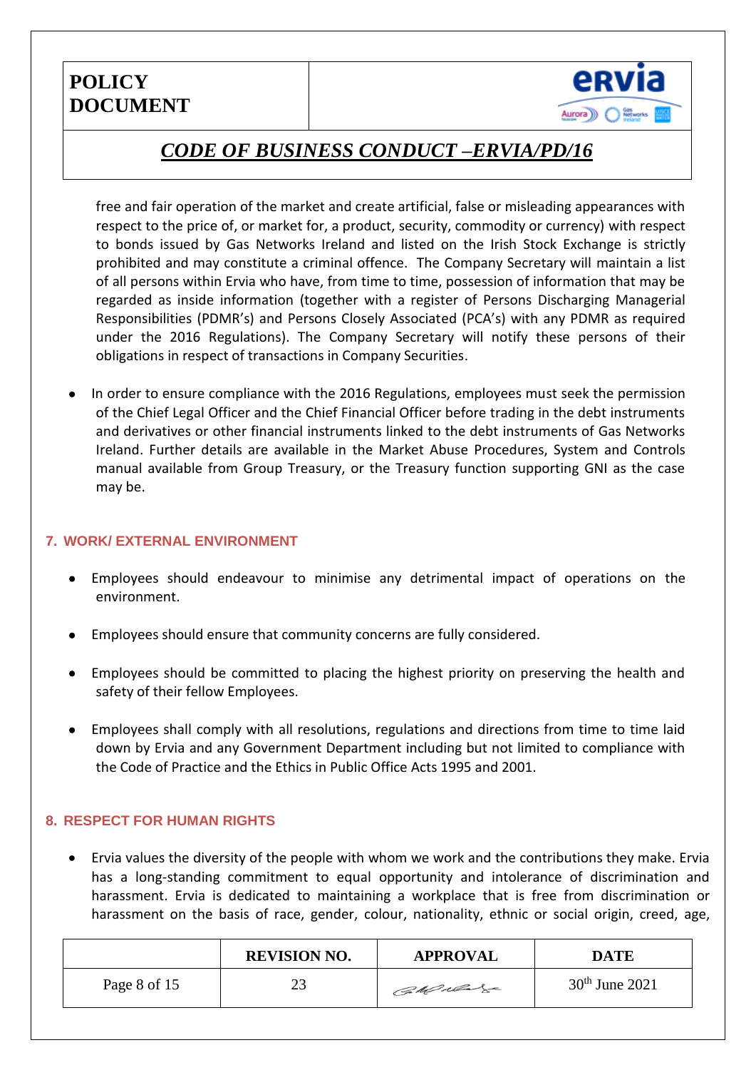free and fair operation of the market and create artificial, false or misleading appearances with respect to the price of, or market for, a product, security, commodity or currency) with respect to bonds issued by Gas Networks Ireland and listed on the Irish Stock Exchange is strictly prohibited and may constitute a criminal offence. The Company Secretary will maintain a list of all persons within Ervia who have, from time to time, possession of information that may be regarded as inside information (together with a register of Persons Discharging Managerial Responsibilities (PDMR's) and Persons Closely Associated (PCA's) with any PDMR as required under the 2016 Regulations). The Company Secretary will notify these persons of their obligations in respect of transactions in Company Securities.

- In order to ensure compliance with the 2016 Regulations, employees must seek the permission of the Chief Legal Officer and the Chief Financial Officer before trading in the debt instruments and derivatives or other financial instruments linked to the debt instruments of Gas Networks Ireland. Further details are available in the Market Abuse Procedures, System and Controls manual available from Group Treasury, or the Treasury function supporting GNI as the case may be.

## 7. WORK/ EXTERNAL ENVIRONMENT

- Employees should endeavour to minimise any detrimental impact of operations on the environment.
- Employees should ensure that community concerns are fully considered.
- Employees should be committed to placing the highest priority on preserving the health and safety of their fellow Employees.
- Employees shall comply with all resolutions, regulations and directions from time to time laid down by Ervia and any Government Department including but not limited to compliance with the Code of Practice and the Ethics in Public Office Acts 1995 and 2001.

## 8. RESPECT FOR HUMAN RIGHTS

- Ervia values the diversity of the people with whom we work and the contributions they make. Ervia has a long-standing commitment to equal opportunity and intolerance of discrimination and harassment. Ervia is dedicated to maintaining a workplace that is free from discrimination or harassment on the basis of race, gender, colour, nationality, ethnic or social origin, creed, age,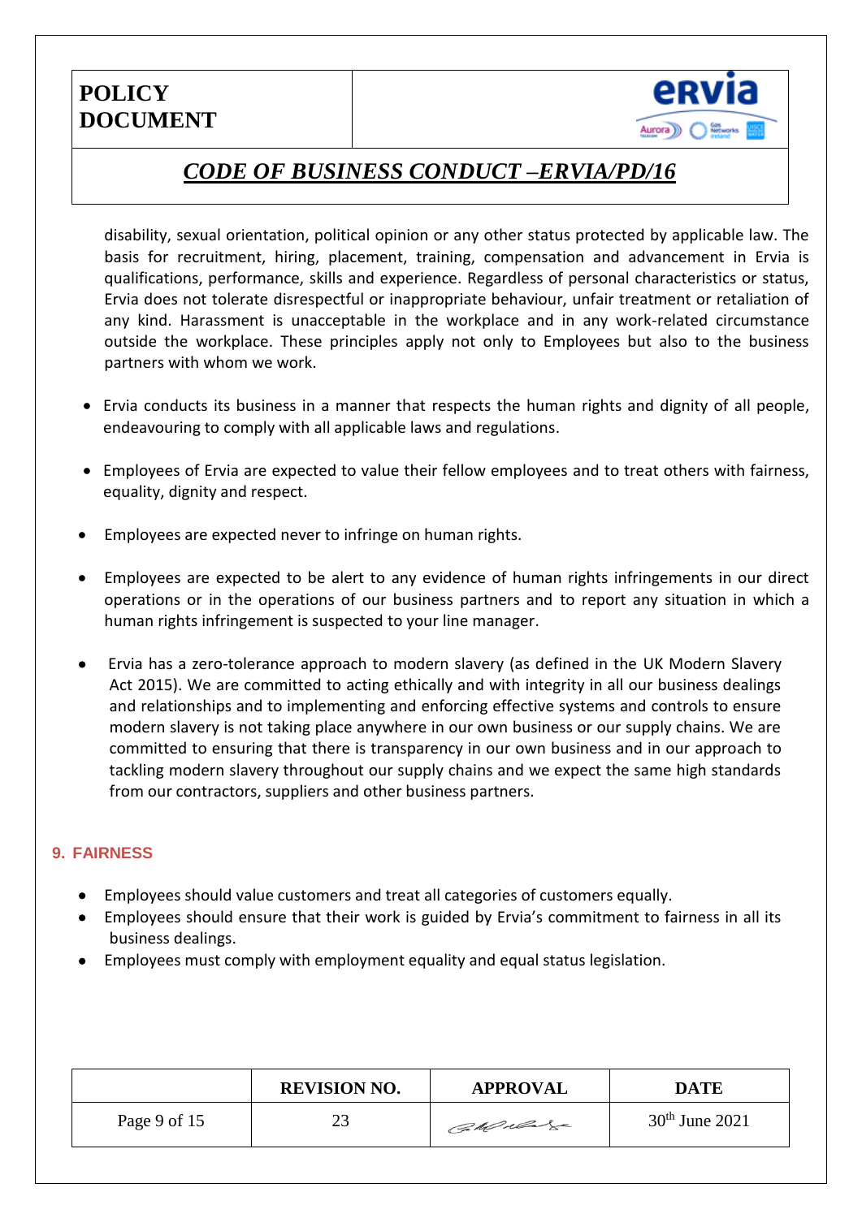disability, sexual orientation, political opinion or any other status protected by applicable law. The basis for recruitment, hiring, placement, training, compensation and advancement in Ervia is qualifications, performance, skills and experience. Regardless of personal characteristics or status, Ervia does not tolerate disrespectful or inappropriate behaviour, unfair treatment or retaliation of any kind. Harassment is unacceptable in the workplace and in any work-related circumstance outside the workplace. These principles apply not only to Employees but also to the business partners with whom we work.

- Ervia conducts its business in a manner that respects the human rights and dignity of all people, endeavouring to comply with all applicable laws and regulations.
- Employees of Ervia are expected to value their fellow employees and to treat others with fairness, equality, dignity and respect.
- Employees are expected never to infringe on human rights.
- Employees are expected to be alert to any evidence of human rights infringements in our direct operations or in the operations of our business partners and to report any situation in which a human rights infringement is suspected to your line manager.
- Ervia has a zero-tolerance approach to modern slavery (as defined in the UK Modern Slavery Act 2015). We are committed to acting ethically and with integrity in all our business dealings and relationships and to implementing and enforcing effective systems and controls to ensure modern slavery is not taking place anywhere in our own business or our supply chains. We are committed to ensuring that there is transparency in our own business and in our approach to tackling modern slavery throughout our supply chains and we expect the same high standards from our contractors, suppliers and other business partners.

## 9. FAIRNESS

- Employees should value customers and treat all categories of customers equally.
- Employees should ensure that their work is guided by Ervia's commitment to fairness in all its business dealings.
- Employees must comply with employment equality and equal status legislation.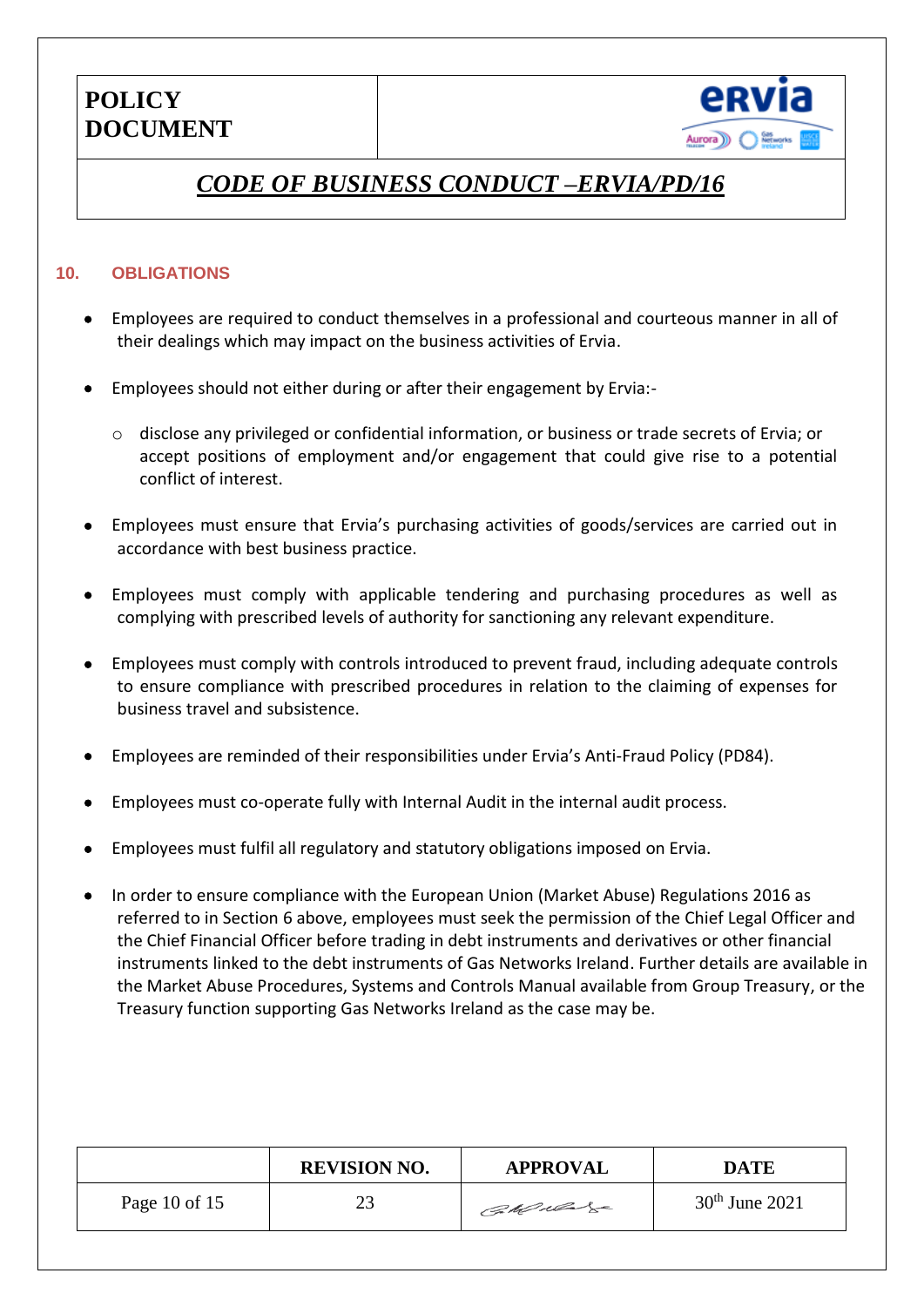## 10. OBLIGATIONS

- Employees are required to conduct themselves in a professional and courteous manner in all of their dealings which may impact on the business activities of Ervia.
- Employees should not either during or after their engagement by Ervia:-
  - disclose any privileged or confidential information, or business or trade secrets of Ervia; or accept positions of employment and/or engagement that could give rise to a potential conflict of interest.
- Employees must ensure that Ervia's purchasing activities of goods/services are carried out in accordance with best business practice.
- Employees must comply with applicable tendering and purchasing procedures as well as complying with prescribed levels of authority for sanctioning any relevant expenditure.
- Employees must comply with controls introduced to prevent fraud, including adequate controls to ensure compliance with prescribed procedures in relation to the claiming of expenses for business travel and subsistence.
- Employees are reminded of their responsibilities under Ervia's Anti-Fraud Policy (PD84).
- Employees must co-operate fully with Internal Audit in the internal audit process.
- Employees must fulfil all regulatory and statutory obligations imposed on Ervia.
- In order to ensure compliance with the European Union (Market Abuse) Regulations 2016 as referred to in Section 6 above, employees must seek the permission of the Chief Legal Officer and the Chief Financial Officer before trading in debt instruments and derivatives or other financial instruments linked to the debt instruments of Gas Networks Ireland. Further details are available in the Market Abuse Procedures, Systems and Controls Manual available from Group Treasury, or the Treasury function supporting Gas Networks Ireland as the case may be.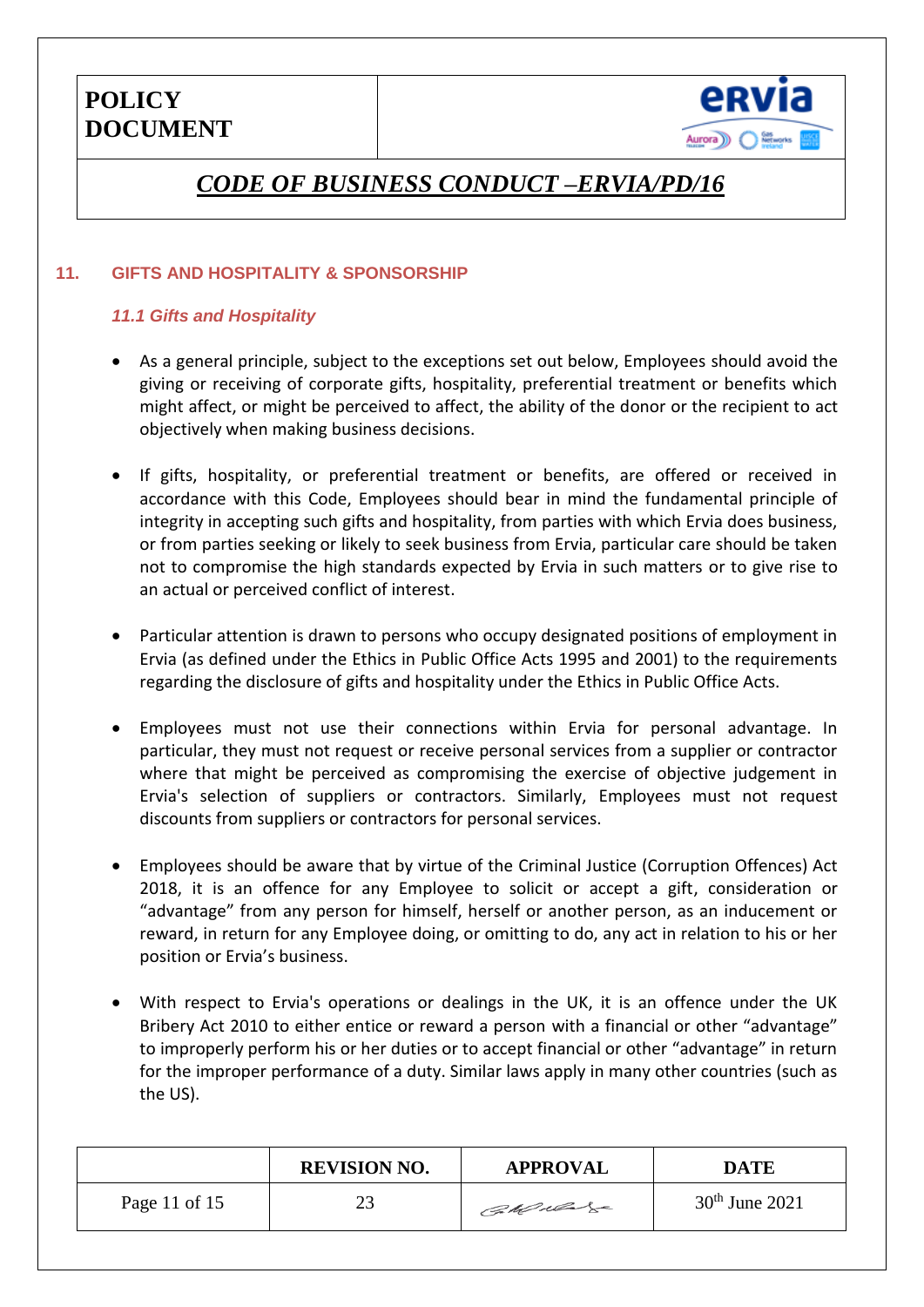## 11. GIFTS AND HOSPITALITY & SPONSORSHIP

### *11.1 Gifts and Hospitality*

- As a general principle, subject to the exceptions set out below, Employees should avoid the giving or receiving of corporate gifts, hospitality, preferential treatment or benefits which might affect, or might be perceived to affect, the ability of the donor or the recipient to act objectively when making business decisions.

- If gifts, hospitality, or preferential treatment or benefits, are offered or received in accordance with this Code, Employees should bear in mind the fundamental principle of integrity in accepting such gifts and hospitality, from parties with which Ervia does business, or from parties seeking or likely to seek business from Ervia, particular care should be taken not to compromise the high standards expected by Ervia in such matters or to give rise to an actual or perceived conflict of interest.

- Particular attention is drawn to persons who occupy designated positions of employment in Ervia (as defined under the Ethics in Public Office Acts 1995 and 2001) to the requirements regarding the disclosure of gifts and hospitality under the Ethics in Public Office Acts.

- Employees must not use their connections within Ervia for personal advantage. In particular, they must not request or receive personal services from a supplier or contractor where that might be perceived as compromising the exercise of objective judgement in Ervia's selection of suppliers or contractors. Similarly, Employees must not request discounts from suppliers or contractors for personal services.

- Employees should be aware that by virtue of the Criminal Justice (Corruption Offences) Act 2018, it is an offence for any Employee to solicit or accept a gift, consideration or "advantage" from any person for himself, herself or another person, as an inducement or reward, in return for any Employee doing, or omitting to do, any act in relation to his or her position or Ervia's business.

- With respect to Ervia's operations or dealings in the UK, it is an offence under the UK Bribery Act 2010 to either entice or reward a person with a financial or other "advantage" to improperly perform his or her duties or to accept financial or other "advantage" in return for the improper performance of a duty. Similar laws apply in many other countries (such as the US).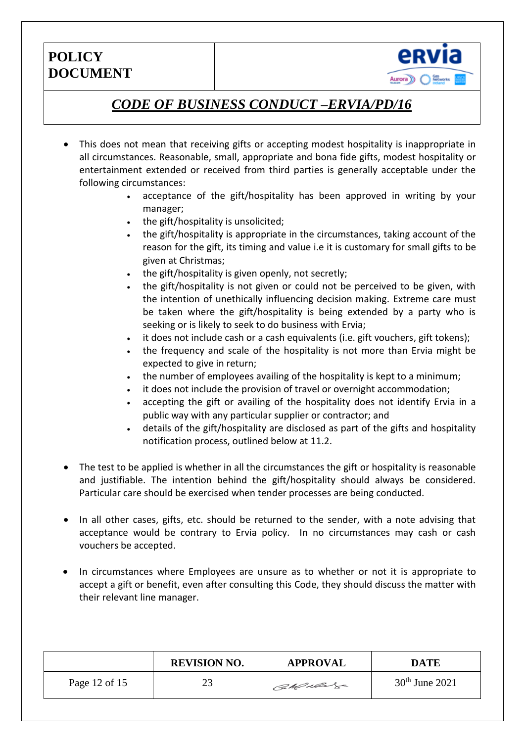- This does not mean that receiving gifts or accepting modest hospitality is inappropriate in all circumstances. Reasonable, small, appropriate and bona fide gifts, modest hospitality or entertainment extended or received from third parties is generally acceptable under the following circumstances:
  - acceptance of the gift/hospitality has been approved in writing by your manager;
  - the gift/hospitality is unsolicited;
  - the gift/hospitality is appropriate in the circumstances, taking account of the reason for the gift, its timing and value i.e it is customary for small gifts to be given at Christmas;
  - the gift/hospitality is given openly, not secretly;
  - the gift/hospitality is not given or could not be perceived to be given, with the intention of unethically influencing decision making. Extreme care must be taken where the gift/hospitality is being extended by a party who is seeking or is likely to seek to do business with Ervia;
  - it does not include cash or a cash equivalents (i.e. gift vouchers, gift tokens);
  - the frequency and scale of the hospitality is not more than Ervia might be expected to give in return;
  - the number of employees availing of the hospitality is kept to a minimum;
  - it does not include the provision of travel or overnight accommodation;
  - accepting the gift or availing of the hospitality does not identify Ervia in a public way with any particular supplier or contractor; and
  - details of the gift/hospitality are disclosed as part of the gifts and hospitality notification process, outlined below at 11.2.

- The test to be applied is whether in all the circumstances the gift or hospitality is reasonable and justifiable. The intention behind the gift/hospitality should always be considered. Particular care should be exercised when tender processes are being conducted.

- In all other cases, gifts, etc. should be returned to the sender, with a note advising that acceptance would be contrary to Ervia policy. In no circumstances may cash or cash vouchers be accepted.

- In circumstances where Employees are unsure as to whether or not it is appropriate to accept a gift or benefit, even after consulting this Code, they should discuss the matter with their relevant line manager.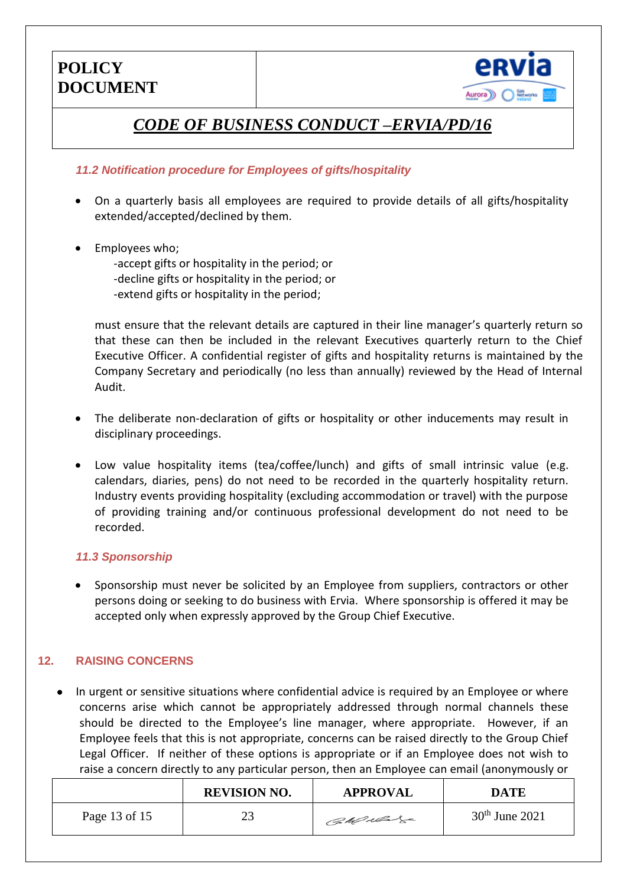### 11.2 Notification procedure for Employees of gifts/hospitality

- On a quarterly basis all employees are required to provide details of all gifts/hospitality extended/accepted/declined by them.

- Employees who;

  -accept gifts or hospitality in the period; or
  -decline gifts or hospitality in the period; or
  -extend gifts or hospitality in the period;

  must ensure that the relevant details are captured in their line manager's quarterly return so that these can then be included in the relevant Executives quarterly return to the Chief Executive Officer. A confidential register of gifts and hospitality returns is maintained by the Company Secretary and periodically (no less than annually) reviewed by the Head of Internal Audit.

- The deliberate non-declaration of gifts or hospitality or other inducements may result in disciplinary proceedings.

- Low value hospitality items (tea/coffee/lunch) and gifts of small intrinsic value (e.g. calendars, diaries, pens) do not need to be recorded in the quarterly hospitality return. Industry events providing hospitality (excluding accommodation or travel) with the purpose of providing training and/or continuous professional development do not need to be recorded.

### 11.3 Sponsorship

- Sponsorship must never be solicited by an Employee from suppliers, contractors or other persons doing or seeking to do business with Ervia. Where sponsorship is offered it may be accepted only when expressly approved by the Group Chief Executive.

## 12. RAISING CONCERNS

- In urgent or sensitive situations where confidential advice is required by an Employee or where concerns arise which cannot be appropriately addressed through normal channels these should be directed to the Employee's line manager, where appropriate. However, if an Employee feels that this is not appropriate, concerns can be raised directly to the Group Chief Legal Officer. If neither of these options is appropriate or if an Employee does not wish to raise a concern directly to any particular person, then an Employee can email (anonymously or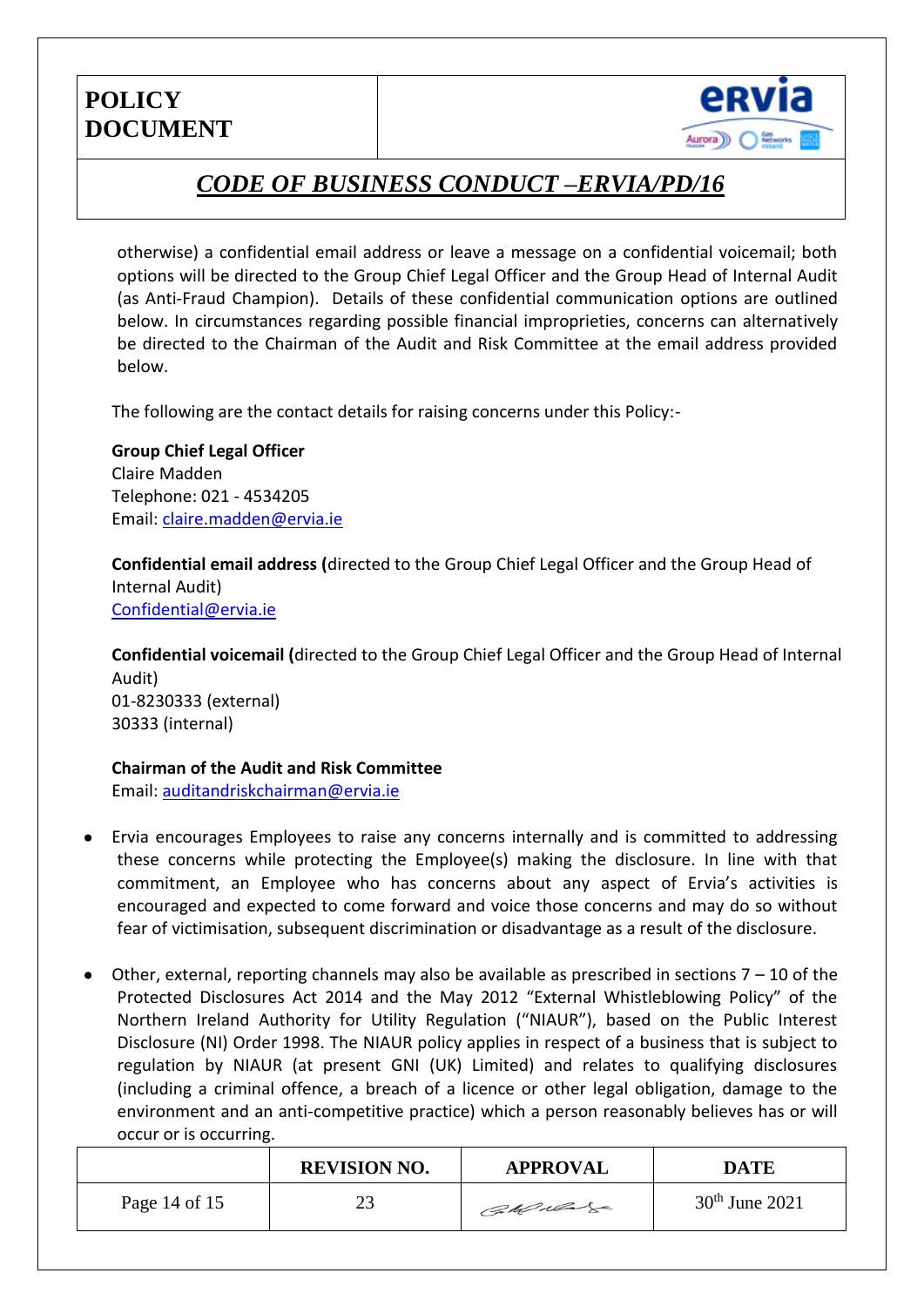otherwise) a confidential email address or leave a message on a confidential voicemail; both options will be directed to the Group Chief Legal Officer and the Group Head of Internal Audit (as Anti-Fraud Champion). Details of these confidential communication options are outlined below. In circumstances regarding possible financial improprieties, concerns can alternatively be directed to the Chairman of the Audit and Risk Committee at the email address provided below.

The following are the contact details for raising concerns under this Policy:-

**Group Chief Legal Officer**
Claire Madden
Telephone: 021 - 4534205
Email: claire.madden@ervia.ie

**Confidential email address (**directed to the Group Chief Legal Officer and the Group Head of Internal Audit)
Confidential@ervia.ie

**Confidential voicemail (**directed to the Group Chief Legal Officer and the Group Head of Internal Audit)
01-8230333 (external)
30333 (internal)

**Chairman of the Audit and Risk Committee**
Email: auditandriskchairman@ervia.ie

- Ervia encourages Employees to raise any concerns internally and is committed to addressing these concerns while protecting the Employee(s) making the disclosure. In line with that commitment, an Employee who has concerns about any aspect of Ervia's activities is encouraged and expected to come forward and voice those concerns and may do so without fear of victimisation, subsequent discrimination or disadvantage as a result of the disclosure.

- Other, external, reporting channels may also be available as prescribed in sections 7 – 10 of the Protected Disclosures Act 2014 and the May 2012 "External Whistleblowing Policy" of the Northern Ireland Authority for Utility Regulation ("NIAUR"), based on the Public Interest Disclosure (NI) Order 1998. The NIAUR policy applies in respect of a business that is subject to regulation by NIAUR (at present GNI (UK) Limited) and relates to qualifying disclosures (including a criminal offence, a breach of a licence or other legal obligation, damage to the environment and an anti-competitive practice) which a person reasonably believes has or will occur or is occurring.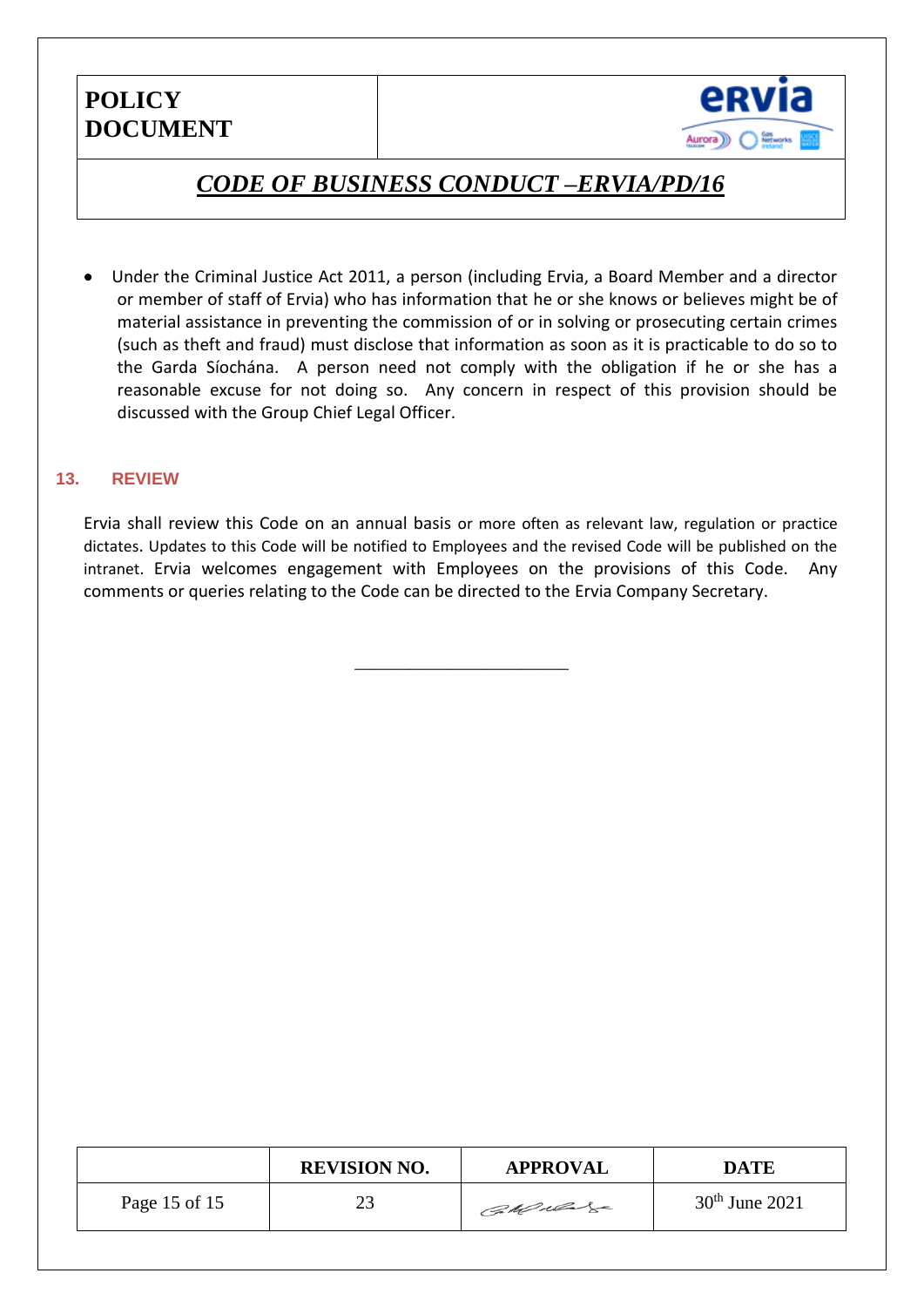- Under the Criminal Justice Act 2011, a person (including Ervia, a Board Member and a director or member of staff of Ervia) who has information that he or she knows or believes might be of material assistance in preventing the commission of or in solving or prosecuting certain crimes (such as theft and fraud) must disclose that information as soon as it is practicable to do so to the Garda Síochána. A person need not comply with the obligation if he or she has a reasonable excuse for not doing so. Any concern in respect of this provision should be discussed with the Group Chief Legal Officer.

## 13. REVIEW

Ervia shall review this Code on an annual basis or more often as relevant law, regulation or practice dictates. Updates to this Code will be notified to Employees and the revised Code will be published on the intranet. Ervia welcomes engagement with Employees on the provisions of this Code. Any comments or queries relating to the Code can be directed to the Ervia Company Secretary.

___________________________